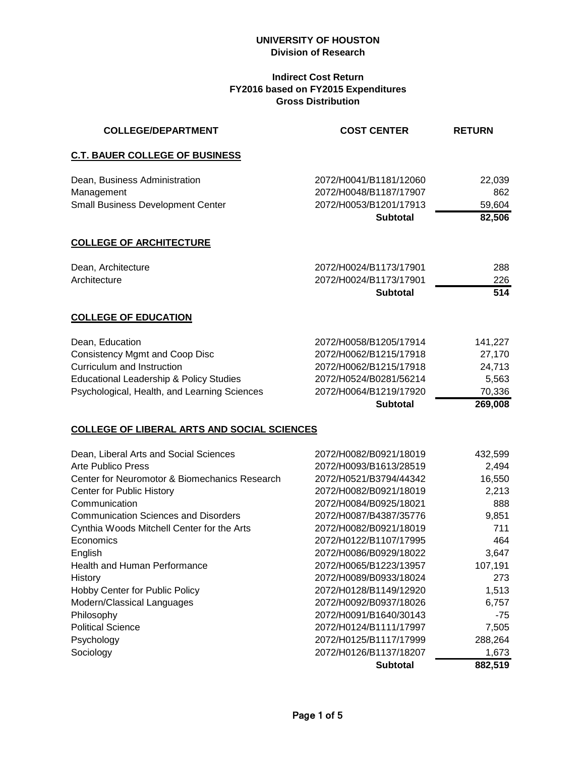**UNIVERSITY OF HOUSTON**
**Division of Research**

**Indirect Cost Return**
**FY2016 based on FY2015 Expenditures**
**Gross Distribution**

| COLLEGE/DEPARTMENT | COST CENTER | RETURN |
|---|---|---|
| **C.T. BAUER COLLEGE OF BUSINESS** | | |
| Dean, Business Administration | 2072/H0041/B1181/12060 | 22,039 |
| Management | 2072/H0048/B1187/17907 | 862 |
| Small Business Development Center | 2072/H0053/B1201/17913 | 59,604 |
| | **Subtotal** | **82,506** |
| **COLLEGE OF ARCHITECTURE** | | |
| Dean, Architecture | 2072/H0024/B1173/17901 | 288 |
| Architecture | 2072/H0024/B1173/17901 | 226 |
| | **Subtotal** | **514** |
| **COLLEGE OF EDUCATION** | | |
| Dean, Education | 2072/H0058/B1205/17914 | 141,227 |
| Consistency Mgmt and Coop Disc | 2072/H0062/B1215/17918 | 27,170 |
| Curriculum and Instruction | 2072/H0062/B1215/17918 | 24,713 |
| Educational Leadership & Policy Studies | 2072/H0524/B0281/56214 | 5,563 |
| Psychological, Health, and Learning Sciences | 2072/H0064/B1219/17920 | 70,336 |
| | **Subtotal** | **269,008** |
| **COLLEGE OF LIBERAL ARTS AND SOCIAL SCIENCES** | | |
| Dean, Liberal Arts and Social Sciences | 2072/H0082/B0921/18019 | 432,599 |
| Arte Publico Press | 2072/H0093/B1613/28519 | 2,494 |
| Center for Neuromotor & Biomechanics Research | 2072/H0521/B3794/44342 | 16,550 |
| Center for Public History | 2072/H0082/B0921/18019 | 2,213 |
| Communication | 2072/H0084/B0925/18021 | 888 |
| Communication Sciences and Disorders | 2072/H0087/B4387/35776 | 9,851 |
| Cynthia Woods Mitchell Center for the Arts | 2072/H0082/B0921/18019 | 711 |
| Economics | 2072/H0122/B1107/17995 | 464 |
| English | 2072/H0086/B0929/18022 | 3,647 |
| Health and Human Performance | 2072/H0065/B1223/13957 | 107,191 |
| History | 2072/H0089/B0933/18024 | 273 |
| Hobby Center for Public Policy | 2072/H0128/B1149/12920 | 1,513 |
| Modern/Classical Languages | 2072/H0092/B0937/18026 | 6,757 |
| Philosophy | 2072/H0091/B1640/30143 | -75 |
| Political Science | 2072/H0124/B1111/17997 | 7,505 |
| Psychology | 2072/H0125/B1117/17999 | 288,264 |
| Sociology | 2072/H0126/B1137/18207 | 1,673 |
| | **Subtotal** | **882,519** |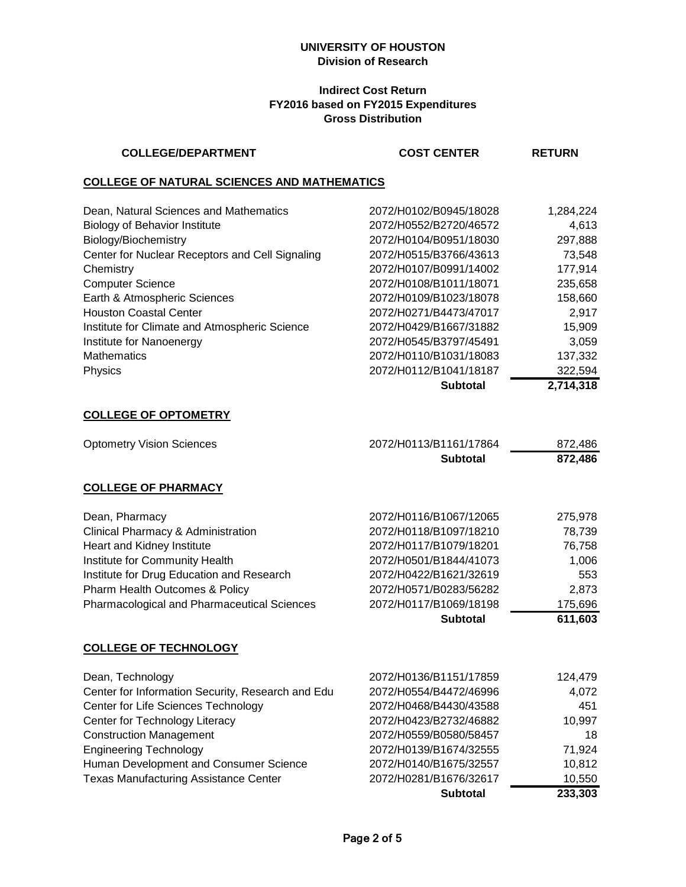**UNIVERSITY OF HOUSTON**
**Division of Research**

**Indirect Cost Return**
**FY2016 based on FY2015 Expenditures**
**Gross Distribution**

| COLLEGE/DEPARTMENT | COST CENTER | RETURN |
|---|---|---|
| **COLLEGE OF NATURAL SCIENCES AND MATHEMATICS** | | |
| Dean, Natural Sciences and Mathematics | 2072/H0102/B0945/18028 | 1,284,224 |
| Biology of Behavior Institute | 2072/H0552/B2720/46572 | 4,613 |
| Biology/Biochemistry | 2072/H0104/B0951/18030 | 297,888 |
| Center for Nuclear Receptors and Cell Signaling | 2072/H0515/B3766/43613 | 73,548 |
| Chemistry | 2072/H0107/B0991/14002 | 177,914 |
| Computer Science | 2072/H0108/B1011/18071 | 235,658 |
| Earth & Atmospheric Sciences | 2072/H0109/B1023/18078 | 158,660 |
| Houston Coastal Center | 2072/H0271/B4473/47017 | 2,917 |
| Institute for Climate and Atmospheric Science | 2072/H0429/B1667/31882 | 15,909 |
| Institute for Nanoenergy | 2072/H0545/B3797/45491 | 3,059 |
| Mathematics | 2072/H0110/B1031/18083 | 137,332 |
| Physics | 2072/H0112/B1041/18187 | 322,594 |
| | **Subtotal** | **2,714,318** |
| **COLLEGE OF OPTOMETRY** | | |
| Optometry Vision Sciences | 2072/H0113/B1161/17864 | 872,486 |
| | **Subtotal** | **872,486** |
| **COLLEGE OF PHARMACY** | | |
| Dean, Pharmacy | 2072/H0116/B1067/12065 | 275,978 |
| Clinical Pharmacy & Administration | 2072/H0118/B1097/18210 | 78,739 |
| Heart and Kidney Institute | 2072/H0117/B1079/18201 | 76,758 |
| Institute for Community Health | 2072/H0501/B1844/41073 | 1,006 |
| Institute for Drug Education and Research | 2072/H0422/B1621/32619 | 553 |
| Pharm Health Outcomes & Policy | 2072/H0571/B0283/56282 | 2,873 |
| Pharmacological and Pharmaceutical Sciences | 2072/H0117/B1069/18198 | 175,696 |
| | **Subtotal** | **611,603** |
| **COLLEGE OF TECHNOLOGY** | | |
| Dean, Technology | 2072/H0136/B1151/17859 | 124,479 |
| Center for Information Security, Research and Edu | 2072/H0554/B4472/46996 | 4,072 |
| Center for Life Sciences Technology | 2072/H0468/B4430/43588 | 451 |
| Center for Technology Literacy | 2072/H0423/B2732/46882 | 10,997 |
| Construction Management | 2072/H0559/B0580/58457 | 18 |
| Engineering Technology | 2072/H0139/B1674/32555 | 71,924 |
| Human Development and Consumer Science | 2072/H0140/B1675/32557 | 10,812 |
| Texas Manufacturing Assistance Center | 2072/H0281/B1676/32617 | 10,550 |
| | **Subtotal** | **233,303** |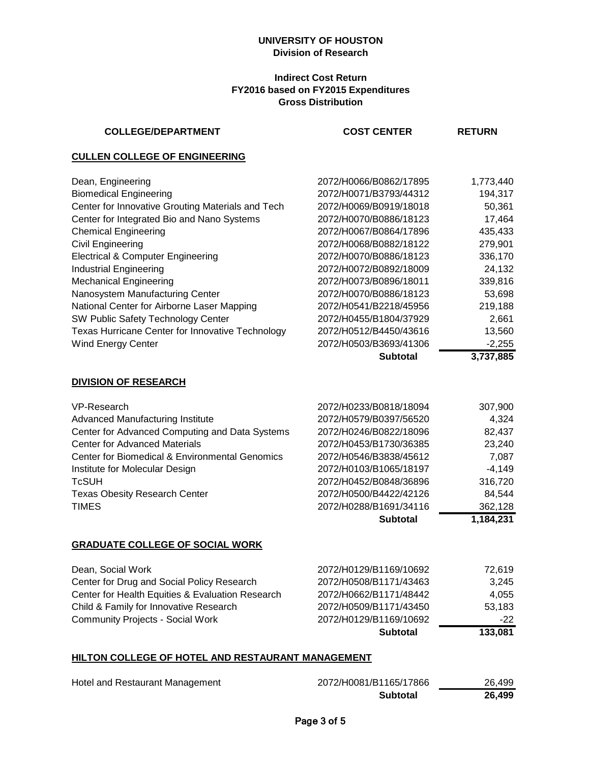**UNIVERSITY OF HOUSTON**
**Division of Research**

**Indirect Cost Return**
**FY2016 based on FY2015 Expenditures**
**Gross Distribution**

| COLLEGE/DEPARTMENT | COST CENTER | RETURN |
|---|---|---|
| **CULLEN COLLEGE OF ENGINEERING** | | |
| Dean, Engineering | 2072/H0066/B0862/17895 | 1,773,440 |
| Biomedical Engineering | 2072/H0071/B3793/44312 | 194,317 |
| Center for Innovative Grouting Materials and Tech | 2072/H0069/B0919/18018 | 50,361 |
| Center for Integrated Bio and Nano Systems | 2072/H0070/B0886/18123 | 17,464 |
| Chemical Engineering | 2072/H0067/B0864/17896 | 435,433 |
| Civil Engineering | 2072/H0068/B0882/18122 | 279,901 |
| Electrical & Computer Engineering | 2072/H0070/B0886/18123 | 336,170 |
| Industrial Engineering | 2072/H0072/B0892/18009 | 24,132 |
| Mechanical Engineering | 2072/H0073/B0896/18011 | 339,816 |
| Nanosystem Manufacturing Center | 2072/H0070/B0886/18123 | 53,698 |
| National Center for Airborne Laser Mapping | 2072/H0541/B2218/45956 | 219,188 |
| SW Public Safety Technology Center | 2072/H0455/B1804/37929 | 2,661 |
| Texas Hurricane Center for Innovative Technology | 2072/H0512/B4450/43616 | 13,560 |
| Wind Energy Center | 2072/H0503/B3693/41306 | -2,255 |
| | **Subtotal** | **3,737,885** |
| **DIVISION OF RESEARCH** | | |
| VP-Research | 2072/H0233/B0818/18094 | 307,900 |
| Advanced Manufacturing Institute | 2072/H0579/B0397/56520 | 4,324 |
| Center for Advanced Computing and Data Systems | 2072/H0246/B0822/18096 | 82,437 |
| Center for Advanced Materials | 2072/H0453/B1730/36385 | 23,240 |
| Center for Biomedical & Environmental Genomics | 2072/H0546/B3838/45612 | 7,087 |
| Institute for Molecular Design | 2072/H0103/B1065/18197 | -4,149 |
| TcSUH | 2072/H0452/B0848/36896 | 316,720 |
| Texas Obesity Research Center | 2072/H0500/B4422/42126 | 84,544 |
| TIMES | 2072/H0288/B1691/34116 | 362,128 |
| | **Subtotal** | **1,184,231** |
| **GRADUATE COLLEGE OF SOCIAL WORK** | | |
| Dean, Social Work | 2072/H0129/B1169/10692 | 72,619 |
| Center for Drug and Social Policy Research | 2072/H0508/B1171/43463 | 3,245 |
| Center for Health Equities & Evaluation Research | 2072/H0662/B1171/48442 | 4,055 |
| Child & Family for Innovative Research | 2072/H0509/B1171/43450 | 53,183 |
| Community Projects - Social Work | 2072/H0129/B1169/10692 | -22 |
| | **Subtotal** | **133,081** |
| **HILTON COLLEGE OF HOTEL AND RESTAURANT MANAGEMENT** | | |
| Hotel and Restaurant Management | 2072/H0081/B1165/17866 | 26,499 |
| | **Subtotal** | **26,499** |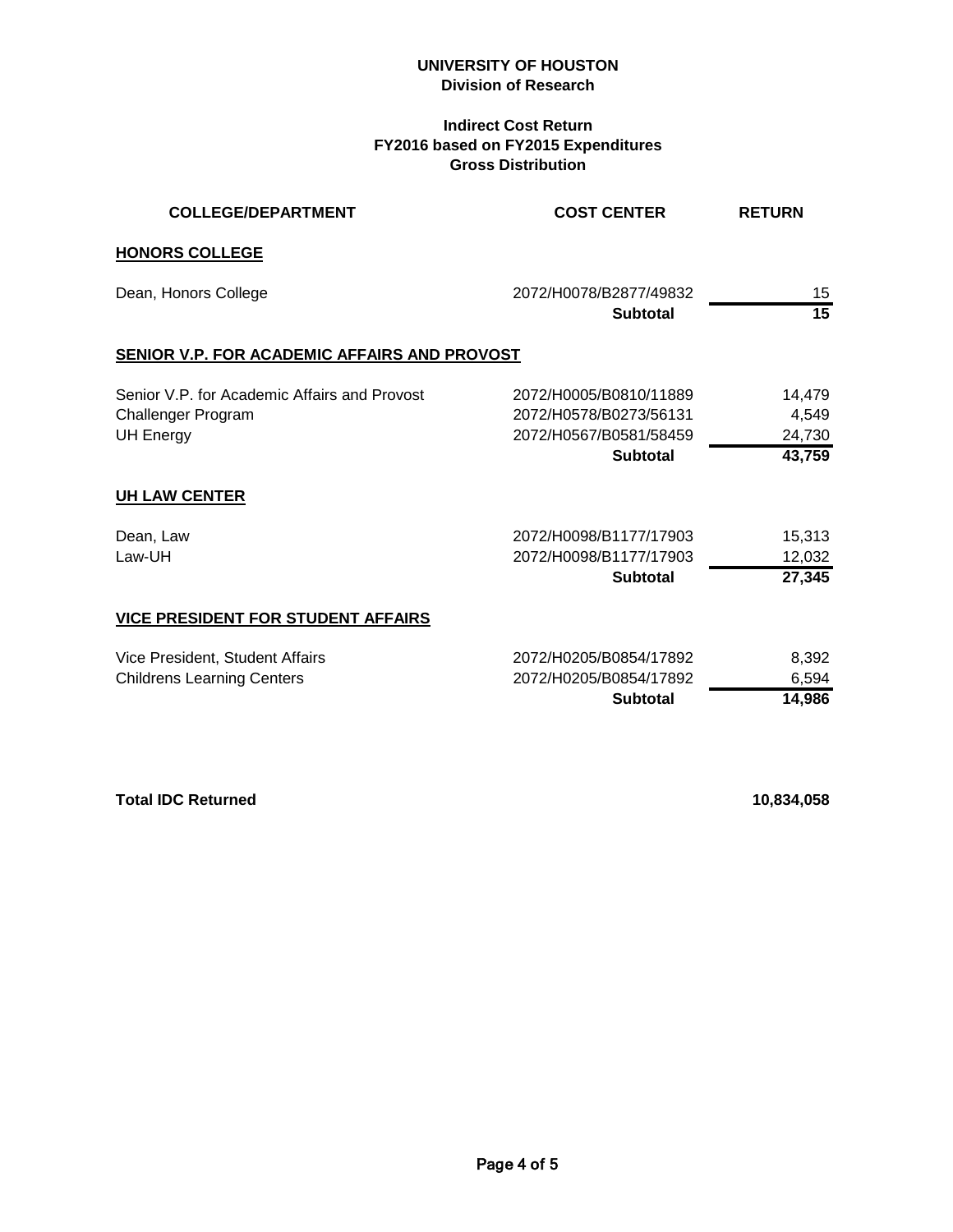**UNIVERSITY OF HOUSTON**
**Division of Research**

**Indirect Cost Return**
**FY2016 based on FY2015 Expenditures**
**Gross Distribution**

| COLLEGE/DEPARTMENT | COST CENTER | RETURN |
|---|---|---|
| **HONORS COLLEGE** | | |
| Dean, Honors College | 2072/H0078/B2877/49832 | 15 |
| | **Subtotal** | **15** |
| **SENIOR V.P. FOR ACADEMIC AFFAIRS AND PROVOST** | | |
| Senior V.P. for Academic Affairs and Provost | 2072/H0005/B0810/11889 | 14,479 |
| Challenger Program | 2072/H0578/B0273/56131 | 4,549 |
| UH Energy | 2072/H0567/B0581/58459 | 24,730 |
| | **Subtotal** | **43,759** |
| **UH LAW CENTER** | | |
| Dean, Law | 2072/H0098/B1177/17903 | 15,313 |
| Law-UH | 2072/H0098/B1177/17903 | 12,032 |
| | **Subtotal** | **27,345** |
| **VICE PRESIDENT FOR STUDENT AFFAIRS** | | |
| Vice President, Student Affairs | 2072/H0205/B0854/17892 | 8,392 |
| Childrens Learning Centers | 2072/H0205/B0854/17892 | 6,594 |
| | **Subtotal** | **14,986** |
| **Total IDC Returned** | | **10,834,058** |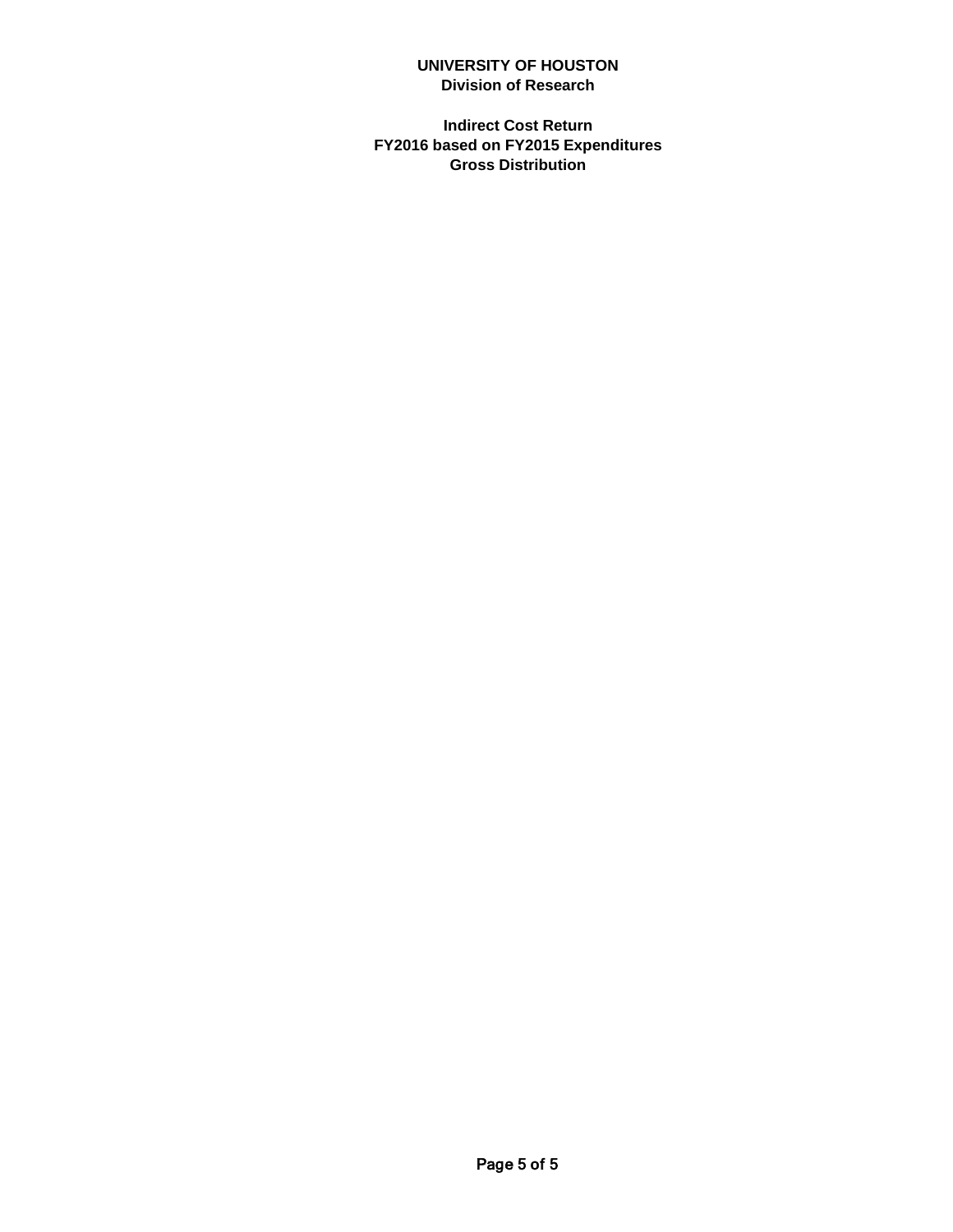**UNIVERSITY OF HOUSTON**
**Division of Research**

**Indirect Cost Return**
**FY2016 based on FY2015 Expenditures**
**Gross Distribution**